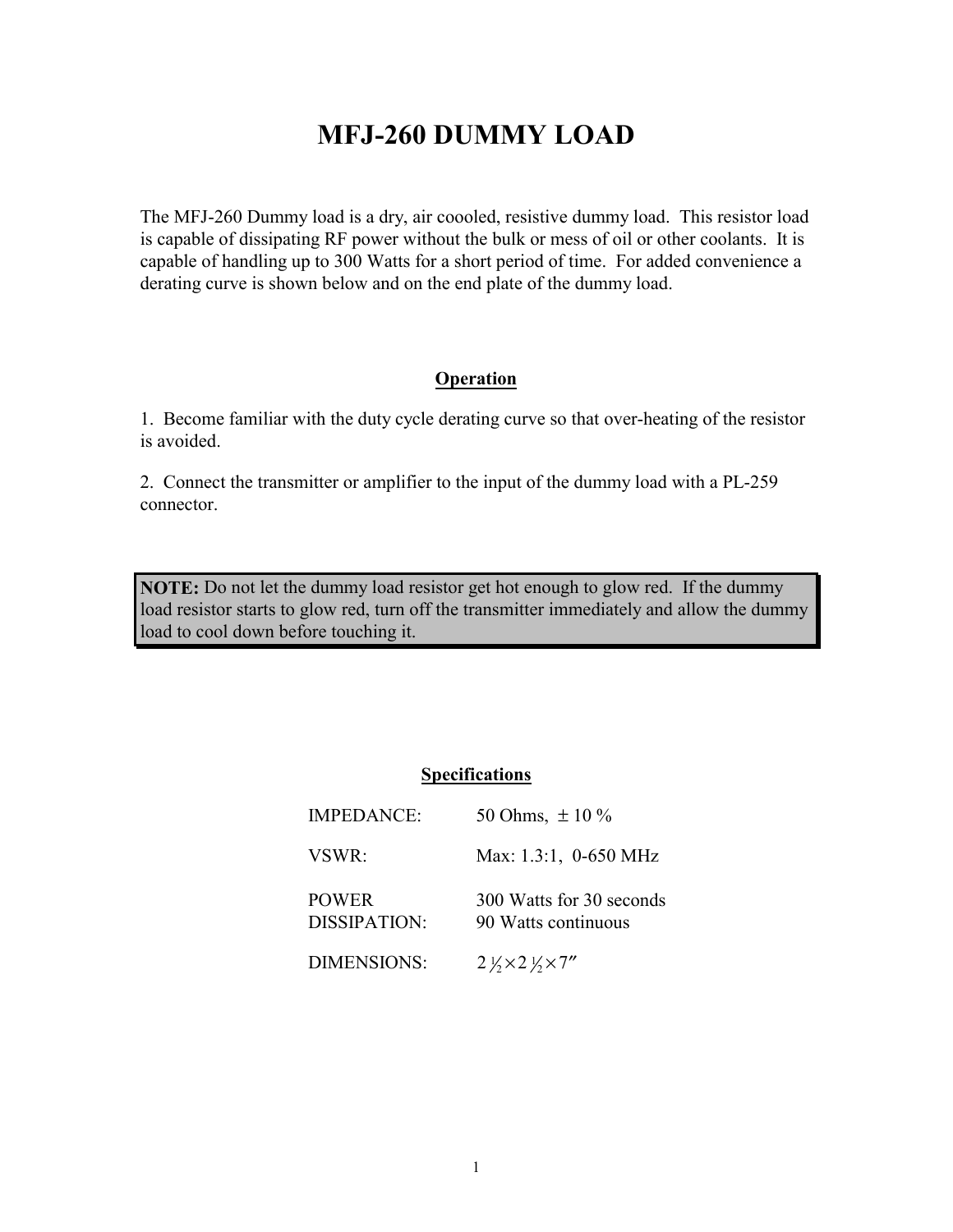# MFJ-260 DUMMY LOAD

The MFJ-260 Dummy load is a dry, air coooled, resistive dummy load. This resistor load is capable of dissipating RF power without the bulk or mess of oil or other coolants. It is capable of handling up to 300 Watts for a short period of time. For added convenience a derating curve is shown below and on the end plate of the dummy load.

## Operation

1. Become familiar with the duty cycle derating curve so that over-heating of the resistor is avoided.

2. Connect the transmitter or amplifier to the input of the dummy load with a PL-259 connector.

> **NOTE:** Do not let the dummy load resistor get hot enough to glow red. If the dummy load resistor starts to glow red, turn off the transmitter immediately and allow the dummy load to cool down before touching it.

## Specifications

| | |
|---|---|
| IMPEDANCE: | 50 Ohms, ± 10 % |
| VSWR: | Max: 1.3:1, 0-650 MHz |
| POWER DISSIPATION: | 300 Watts for 30 seconds<br>90 Watts continuous |
| DIMENSIONS: | 2 ½×2 ½×7″ |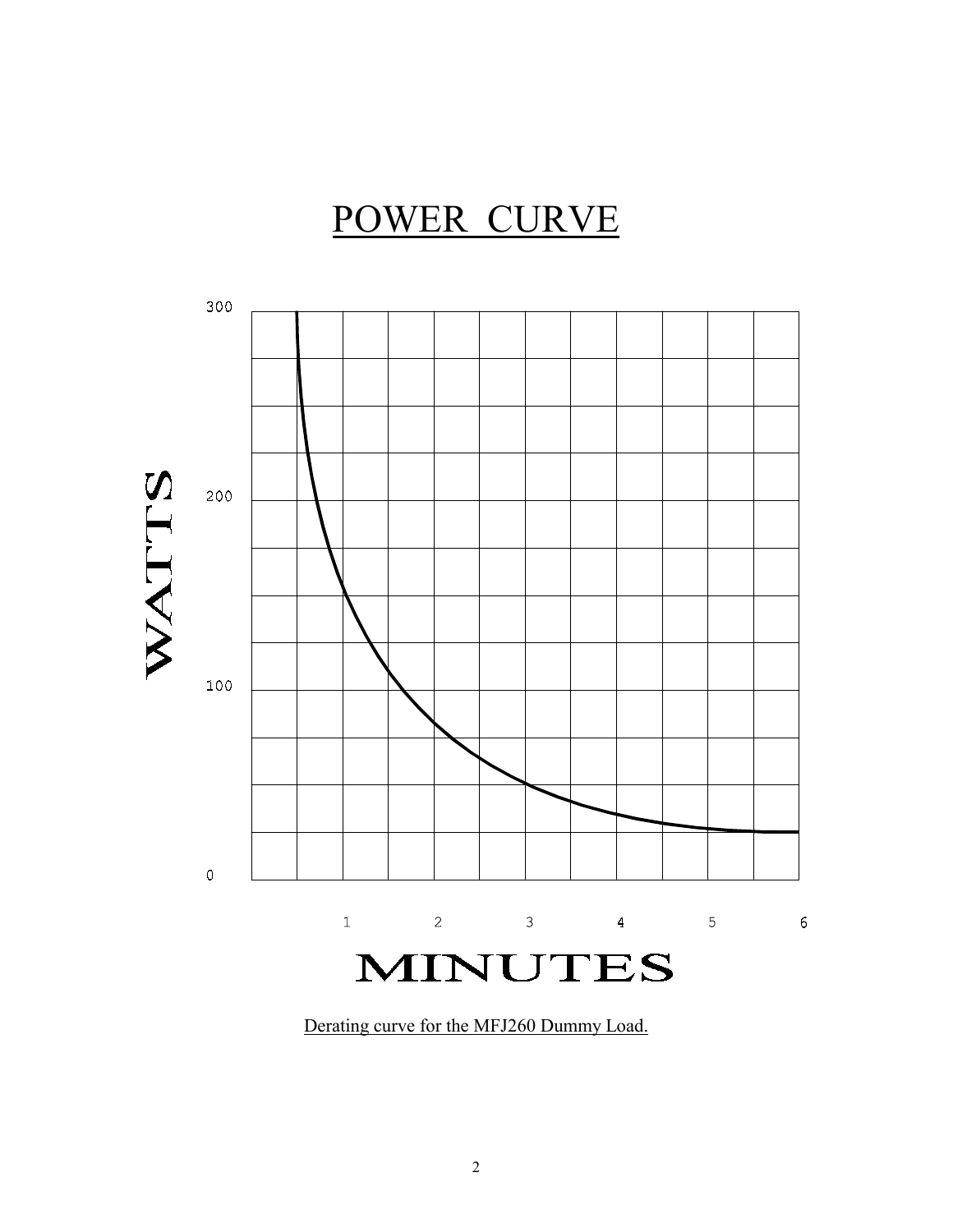# POWER CURVE

Derating curve for the MFJ260 Dummy Load.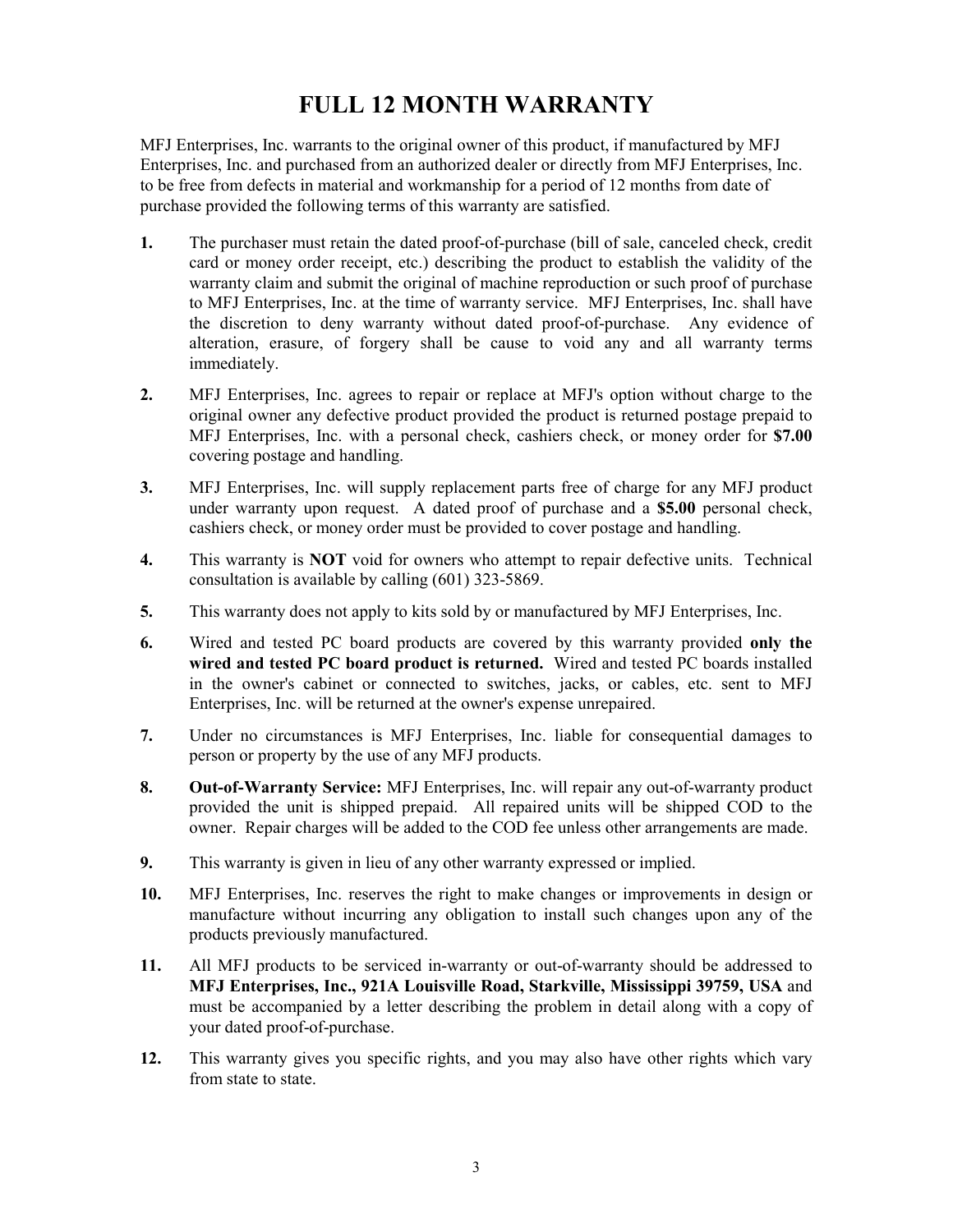# FULL 12 MONTH WARRANTY

MFJ Enterprises, Inc. warrants to the original owner of this product, if manufactured by MFJ Enterprises, Inc. and purchased from an authorized dealer or directly from MFJ Enterprises, Inc. to be free from defects in material and workmanship for a period of 12 months from date of purchase provided the following terms of this warranty are satisfied.

1. The purchaser must retain the dated proof-of-purchase (bill of sale, canceled check, credit card or money order receipt, etc.) describing the product to establish the validity of the warranty claim and submit the original of machine reproduction or such proof of purchase to MFJ Enterprises, Inc. at the time of warranty service. MFJ Enterprises, Inc. shall have the discretion to deny warranty without dated proof-of-purchase. Any evidence of alteration, erasure, of forgery shall be cause to void any and all warranty terms immediately.

2. MFJ Enterprises, Inc. agrees to repair or replace at MFJ's option without charge to the original owner any defective product provided the product is returned postage prepaid to MFJ Enterprises, Inc. with a personal check, cashiers check, or money order for **$7.00** covering postage and handling.

3. MFJ Enterprises, Inc. will supply replacement parts free of charge for any MFJ product under warranty upon request. A dated proof of purchase and a **$5.00** personal check, cashiers check, or money order must be provided to cover postage and handling.

4. This warranty is **NOT** void for owners who attempt to repair defective units. Technical consultation is available by calling (601) 323-5869.

5. This warranty does not apply to kits sold by or manufactured by MFJ Enterprises, Inc.

6. Wired and tested PC board products are covered by this warranty provided **only the wired and tested PC board product is returned.** Wired and tested PC boards installed in the owner's cabinet or connected to switches, jacks, or cables, etc. sent to MFJ Enterprises, Inc. will be returned at the owner's expense unrepaired.

7. Under no circumstances is MFJ Enterprises, Inc. liable for consequential damages to person or property by the use of any MFJ products.

8. **Out-of-Warranty Service:** MFJ Enterprises, Inc. will repair any out-of-warranty product provided the unit is shipped prepaid. All repaired units will be shipped COD to the owner. Repair charges will be added to the COD fee unless other arrangements are made.

9. This warranty is given in lieu of any other warranty expressed or implied.

10. MFJ Enterprises, Inc. reserves the right to make changes or improvements in design or manufacture without incurring any obligation to install such changes upon any of the products previously manufactured.

11. All MFJ products to be serviced in-warranty or out-of-warranty should be addressed to **MFJ Enterprises, Inc., 921A Louisville Road, Starkville, Mississippi 39759, USA** and must be accompanied by a letter describing the problem in detail along with a copy of your dated proof-of-purchase.

12. This warranty gives you specific rights, and you may also have other rights which vary from state to state.